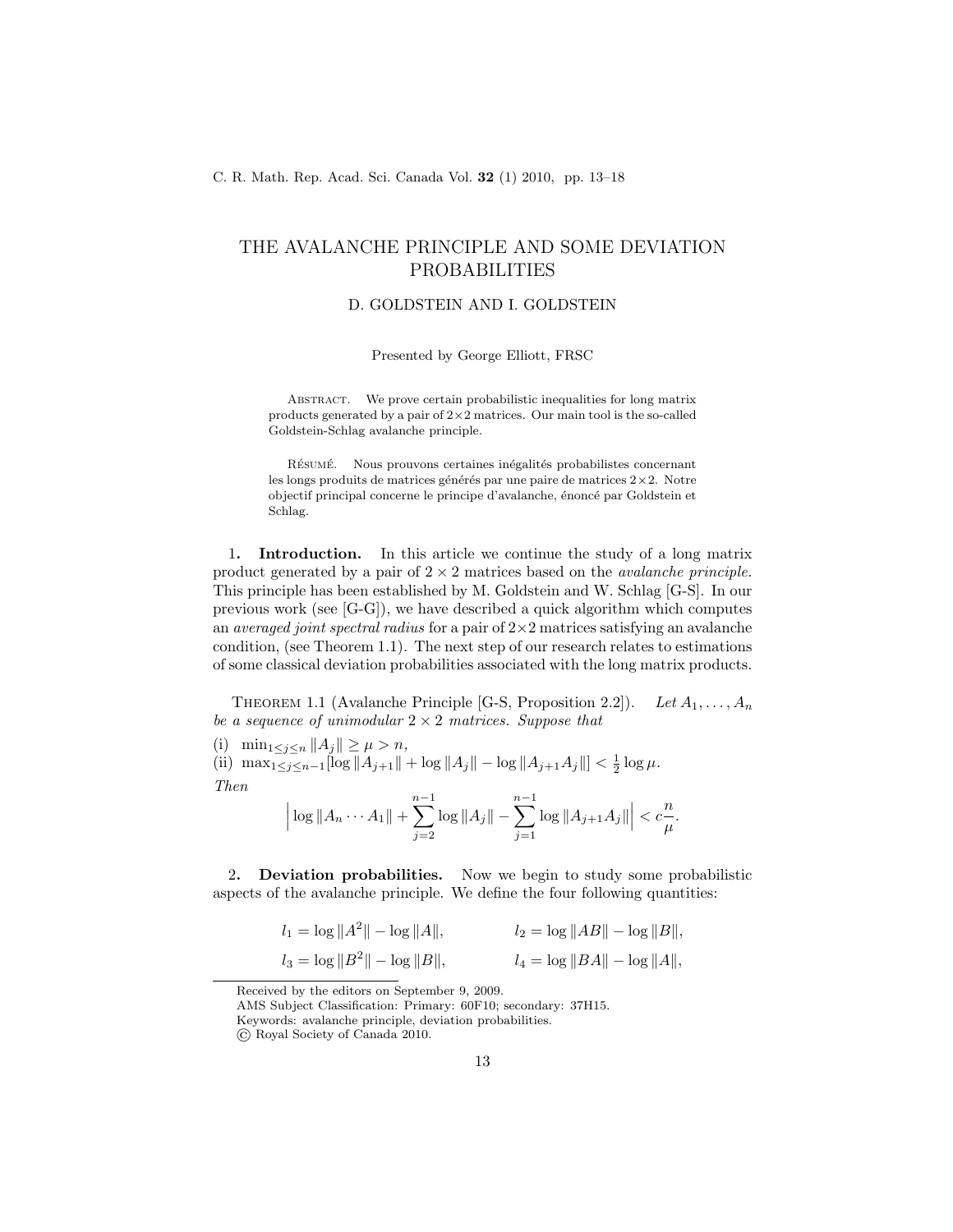# THE AVALANCHE PRINCIPLE AND SOME DEVIATION PROBABILITIES

D. GOLDSTEIN AND I. GOLDSTEIN

Presented by George Elliott, FRSC

Abstract. We prove certain probabilistic inequalities for long matrix products generated by a pair of $2\times 2$ matrices. Our main tool is the so-called Goldstein-Schlag avalanche principle.

Résumé. Nous prouvons certaines inégalités probabilistes concernant les longs produits de matrices générés par une paire de matrices $2\times 2$. Notre objectif principal concerne le principe d'avalanche, énoncé par Goldstein et Schlag.

1. **Introduction.** In this article we continue the study of a long matrix product generated by a pair of $2 \times 2$ matrices based on the *avalanche principle*. This principle has been established by M. Goldstein and W. Schlag [G-S]. In our previous work (see [G-G]), we have described a quick algorithm which computes an *averaged joint spectral radius* for a pair of $2\times 2$ matrices satisfying an avalanche condition, (see Theorem 1.1). The next step of our research relates to estimations of some classical deviation probabilities associated with the long matrix products.

Theorem 1.1 (Avalanche Principle [G-S, Proposition 2.2]). *Let $A_1, \ldots, A_n$ be a sequence of unimodular $2 \times 2$ matrices. Suppose that*

(i) $\min_{1\le j\le n} \|A_j\| \ge \mu > n$,

(ii) $\max_{1\le j\le n-1}[\log \|A_{j+1}\| + \log \|A_j\| - \log \|A_{j+1}A_j\|] < \frac{1}{2}\log \mu$.

*Then*

$$\Big| \log \|A_n \cdots A_1\| + \sum_{j=2}^{n-1} \log \|A_j\| - \sum_{j=1}^{n-1} \log \|A_{j+1}A_j\| \Big| < c\frac{n}{\mu}.$$

2. **Deviation probabilities.** Now we begin to study some probabilistic aspects of the avalanche principle. We define the four following quantities:

$$l_1 = \log \|A^2\| - \log \|A\|, \qquad l_2 = \log \|AB\| - \log \|B\|,$$

$$l_3 = \log \|B^2\| - \log \|B\|, \qquad l_4 = \log \|BA\| - \log \|A\|,$$

Received by the editors on September 9, 2009.

AMS Subject Classification: Primary: 60F10; secondary: 37H15.

Keywords: avalanche principle, deviation probabilities.

© Royal Society of Canada 2010.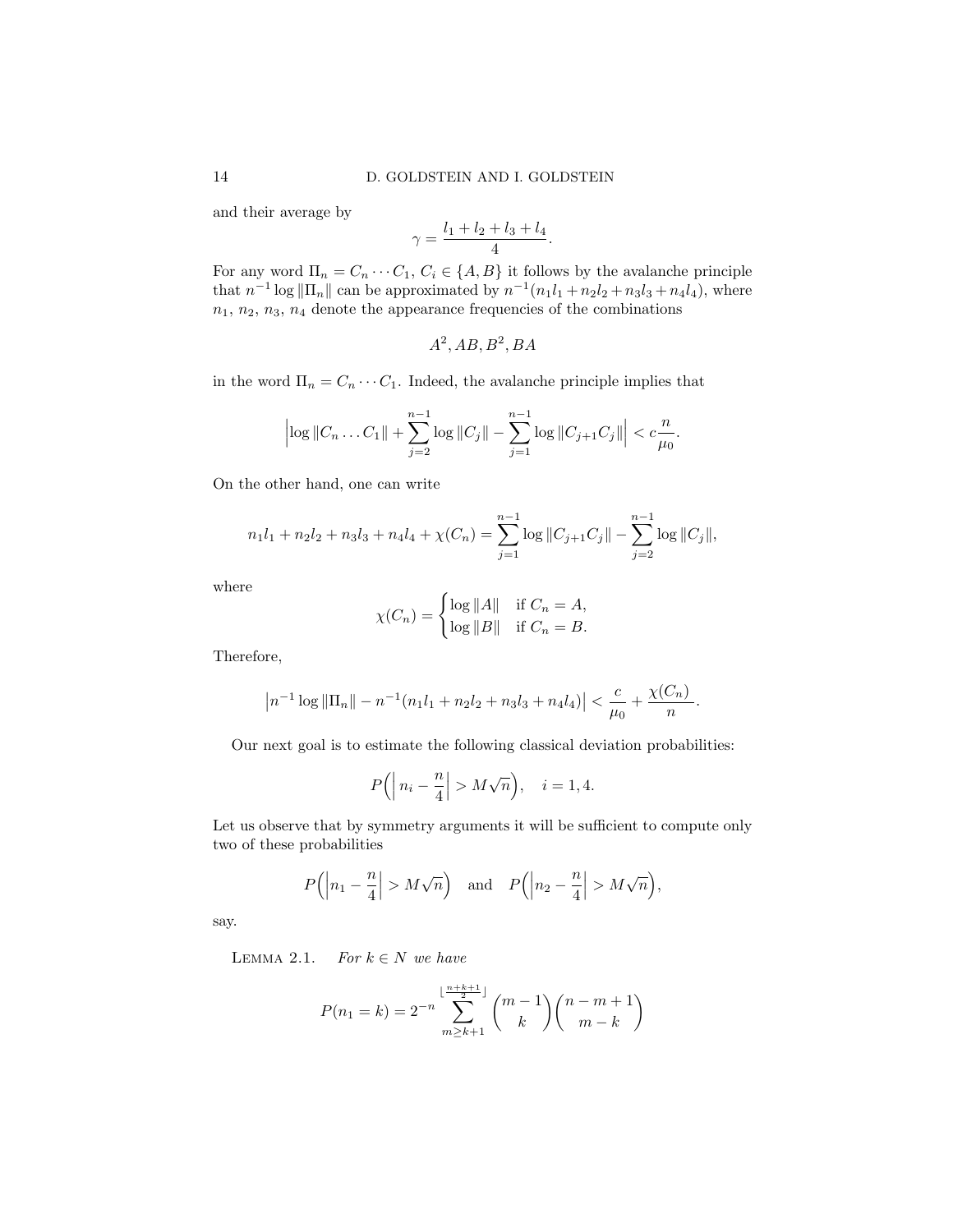and their average by

$$\gamma = \frac{l_1 + l_2 + l_3 + l_4}{4}.$$

For any word $\Pi_n = C_n \cdots C_1$, $C_i \in \{A, B\}$ it follows by the avalanche principle that $n^{-1} \log \|\Pi_n\|$ can be approximated by $n^{-1}(n_1 l_1 + n_2 l_2 + n_3 l_3 + n_4 l_4)$, where $n_1$, $n_2$, $n_3$, $n_4$ denote the appearance frequencies of the combinations

$$A^2, AB, B^2, BA$$

in the word $\Pi_n = C_n \cdots C_1$. Indeed, the avalanche principle implies that

$$\Big|\log \|C_n \ldots C_1\| + \sum_{j=2}^{n-1} \log \|C_j\| - \sum_{j=1}^{n-1} \log \|C_{j+1} C_j\|\Big| < c\frac{n}{\mu_0}.$$

On the other hand, one can write

$$n_1 l_1 + n_2 l_2 + n_3 l_3 + n_4 l_4 + \chi(C_n) = \sum_{j=1}^{n-1} \log \|C_{j+1} C_j\| - \sum_{j=2}^{n-1} \log \|C_j\|,$$

where

$$\chi(C_n) = \begin{cases} \log \|A\| & \text{if } C_n = A, \\ \log \|B\| & \text{if } C_n = B. \end{cases}$$

Therefore,

$$\big|n^{-1} \log \|\Pi_n\| - n^{-1}(n_1 l_1 + n_2 l_2 + n_3 l_3 + n_4 l_4)\big| < \frac{c}{\mu_0} + \frac{\chi(C_n)}{n}.$$

Our next goal is to estimate the following classical deviation probabilities:

$$P\Big(\Big|\, n_i - \frac{n}{4}\Big| > M\sqrt{n}\Big), \quad i = 1, 4.$$

Let us observe that by symmetry arguments it will be sufficient to compute only two of these probabilities

$$P\Big(\Big|n_1 - \frac{n}{4}\Big| > M\sqrt{n}\Big) \quad \text{and} \quad P\Big(\Big|n_2 - \frac{n}{4}\Big| > M\sqrt{n}\Big),$$

say.

Lemma 2.1. *For $k \in N$ we have*

$$P(n_1 = k) = 2^{-n} \sum_{m \geq k+1}^{\lfloor \frac{n+k+1}{2} \rfloor} \binom{m-1}{k} \binom{n-m+1}{m-k}$$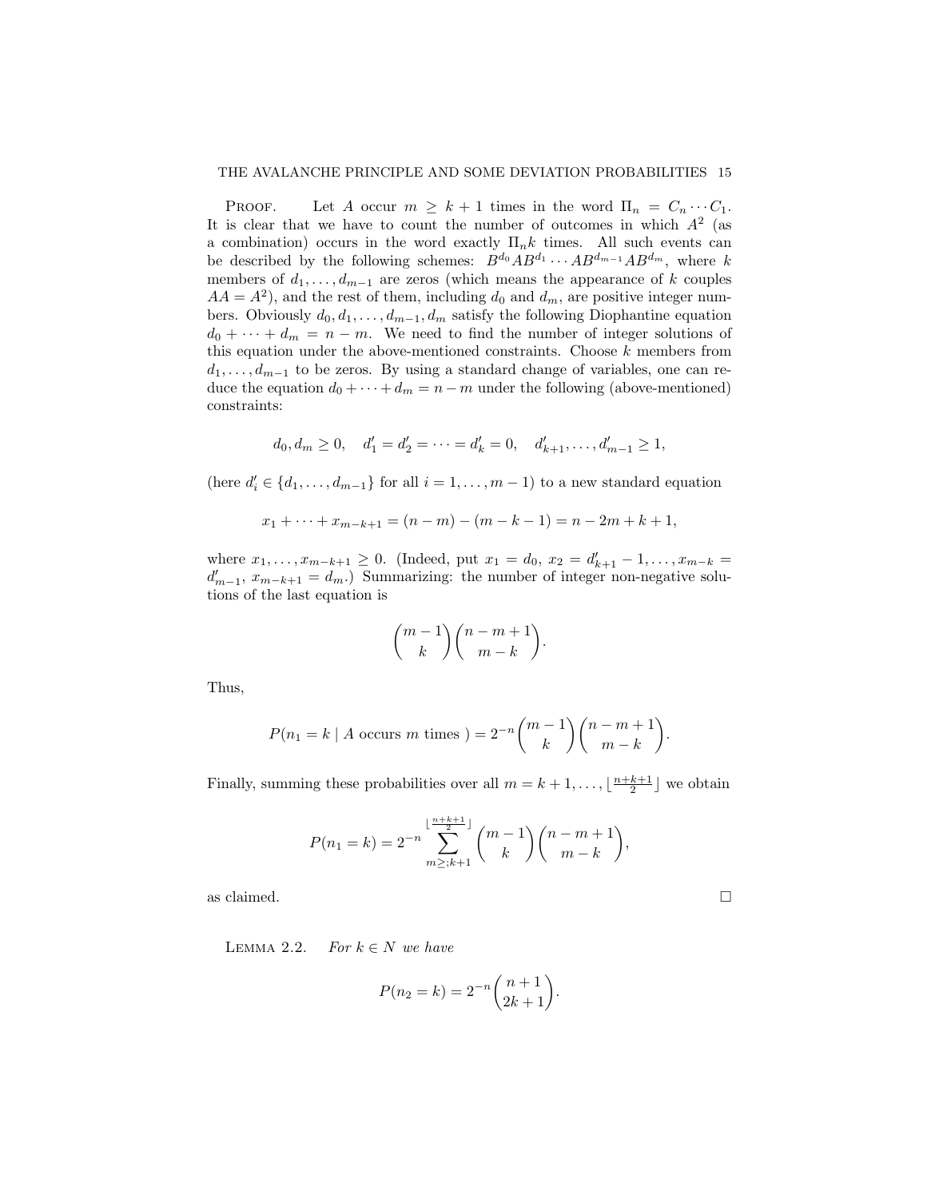Proof. Let $A$ occur $m \geq k+1$ times in the word $\Pi_n = C_n \cdots C_1$. It is clear that we have to count the number of outcomes in which $A^2$ (as a combination) occurs in the word exactly $\Pi_n k$ times. All such events can be described by the following schemes: $B^{d_0}AB^{d_1} \cdots AB^{d_{m-1}}AB^{d_m}$, where $k$ members of $d_1, \dots, d_{m-1}$ are zeros (which means the appearance of $k$ couples $AA = A^2$), and the rest of them, including $d_0$ and $d_m$, are positive integer numbers. Obviously $d_0, d_1, \dots, d_{m-1}, d_m$ satisfy the following Diophantine equation $d_0 + \cdots + d_m = n - m$. We need to find the number of integer solutions of this equation under the above-mentioned constraints. Choose $k$ members from $d_1, \dots, d_{m-1}$ to be zeros. By using a standard change of variables, one can reduce the equation $d_0 + \cdots + d_m = n - m$ under the following (above-mentioned) constraints:

$$d_0, d_m \geq 0, \quad d'_1 = d'_2 = \cdots = d'_k = 0, \quad d'_{k+1}, \dots, d'_{m-1} \geq 1,$$

(here $d'_i \in \{d_1, \dots, d_{m-1}\}$ for all $i = 1, \dots, m-1$) to a new standard equation

$$x_1 + \cdots + x_{m-k+1} = (n-m) - (m-k-1) = n - 2m + k + 1,$$

where $x_1, \dots, x_{m-k+1} \geq 0$. (Indeed, put $x_1 = d_0$, $x_2 = d'_{k+1} - 1, \dots, x_{m-k} = d'_{m-1}$, $x_{m-k+1} = d_m$.) Summarizing: the number of integer non-negative solutions of the last equation is

$$\binom{m-1}{k}\binom{n-m+1}{m-k}.$$

Thus,

$$P(n_1 = k \mid A \text{ occurs } m \text{ times }) = 2^{-n}\binom{m-1}{k}\binom{n-m+1}{m-k}.$$

Finally, summing these probabilities over all $m = k+1, \dots, \lfloor \frac{n+k+1}{2} \rfloor$ we obtain

$$P(n_1 = k) = 2^{-n} \sum_{m \geq ;k+1}^{\lfloor \frac{n+k+1}{2} \rfloor} \binom{m-1}{k}\binom{n-m+1}{m-k},$$

as claimed. $\square$

Lemma 2.2. *For $k \in N$ we have*

$$P(n_2 = k) = 2^{-n}\binom{n+1}{2k+1}.$$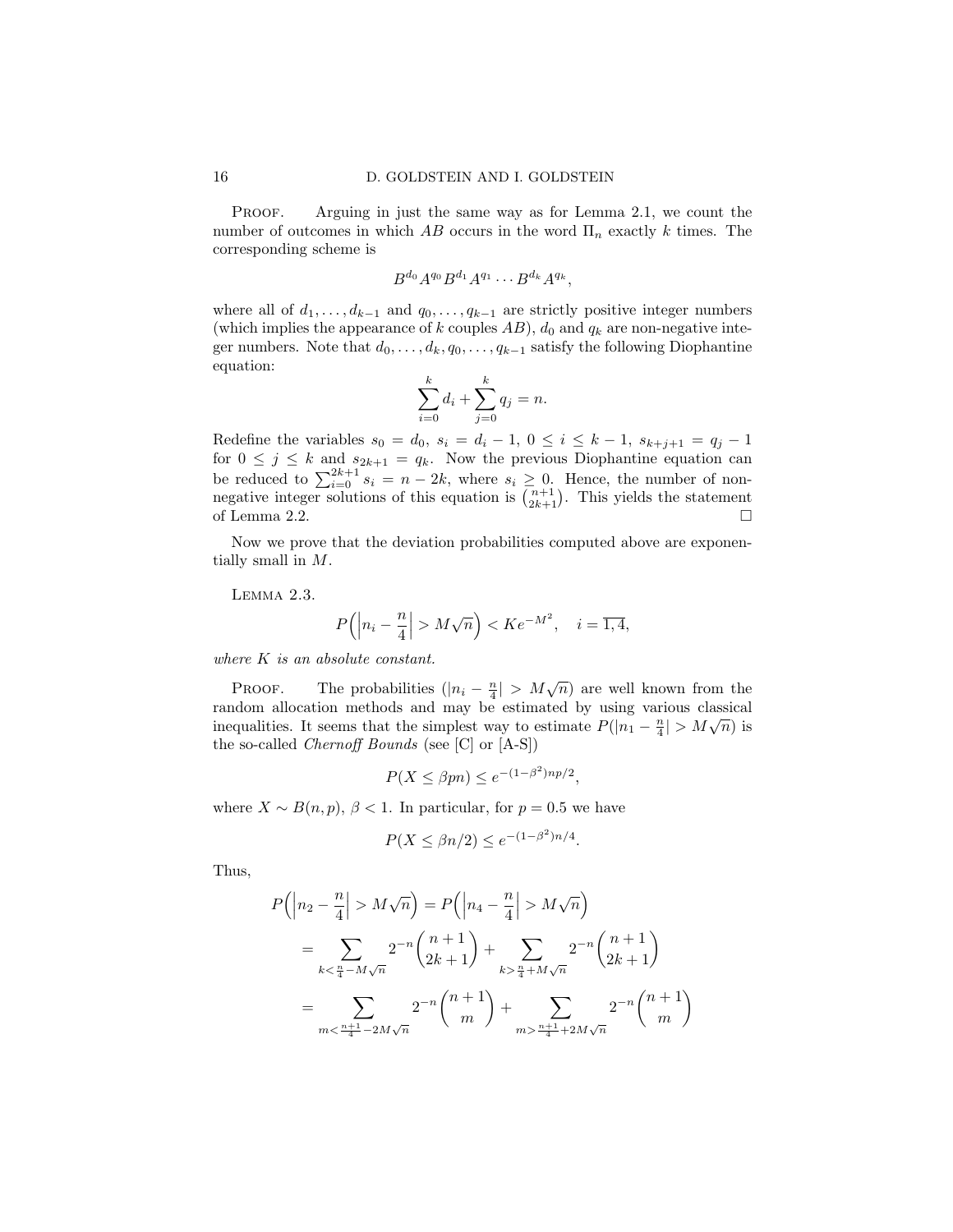PROOF. Arguing in just the same way as for Lemma 2.1, we count the number of outcomes in which $AB$ occurs in the word $\Pi_n$ exactly $k$ times. The corresponding scheme is

$$B^{d_0}A^{q_0}B^{d_1}A^{q_1}\cdots B^{d_k}A^{q_k},$$

where all of $d_1,\ldots,d_{k-1}$ and $q_0,\ldots,q_{k-1}$ are strictly positive integer numbers (which implies the appearance of $k$ couples $AB$), $d_0$ and $q_k$ are non-negative integer numbers. Note that $d_0,\ldots,d_k,q_0,\ldots,q_{k-1}$ satisfy the following Diophantine equation:

$$\sum_{i=0}^{k} d_i + \sum_{j=0}^{k} q_j = n.$$

Redefine the variables $s_0 = d_0$, $s_i = d_i - 1$, $0 \le i \le k-1$, $s_{k+j+1} = q_j - 1$ for $0 \le j \le k$ and $s_{2k+1} = q_k$. Now the previous Diophantine equation can be reduced to $\sum_{i=0}^{2k+1} s_i = n - 2k$, where $s_i \ge 0$. Hence, the number of non-negative integer solutions of this equation is $\binom{n+1}{2k+1}$. This yields the statement of Lemma 2.2. $\square$

Now we prove that the deviation probabilities computed above are exponentially small in $M$.

LEMMA 2.3.

$$P\Big(\Big|n_i - \frac{n}{4}\Big| > M\sqrt{n}\Big) < Ke^{-M^2}, \quad i = \overline{1,4},$$

*where $K$ is an absolute constant.*

PROOF. The probabilities $(|n_i - \frac{n}{4}| > M\sqrt{n})$ are well known from the random allocation methods and may be estimated by using various classical inequalities. It seems that the simplest way to estimate $P(|n_1 - \frac{n}{4}| > M\sqrt{n})$ is the so-called *Chernoff Bounds* (see [C] or [A-S])

$$P(X \le \beta pn) \le e^{-(1-\beta^2)np/2},$$

where $X \sim B(n,p)$, $\beta < 1$. In particular, for $p = 0.5$ we have

$$P(X \le \beta n/2) \le e^{-(1-\beta^2)n/4}.$$

Thus,

$$\begin{aligned}
P\Big(\Big|n_2 - \frac{n}{4}\Big| > M\sqrt{n}\Big) &= P\Big(\Big|n_4 - \frac{n}{4}\Big| > M\sqrt{n}\Big) \\
&= \sum_{k<\frac{n}{4}-M\sqrt{n}} 2^{-n}\binom{n+1}{2k+1} + \sum_{k>\frac{n}{4}+M\sqrt{n}} 2^{-n}\binom{n+1}{2k+1} \\
&= \sum_{m<\frac{n+1}{4}-2M\sqrt{n}} 2^{-n}\binom{n+1}{m} + \sum_{m>\frac{n+1}{4}+2M\sqrt{n}} 2^{-n}\binom{n+1}{m}
\end{aligned}$$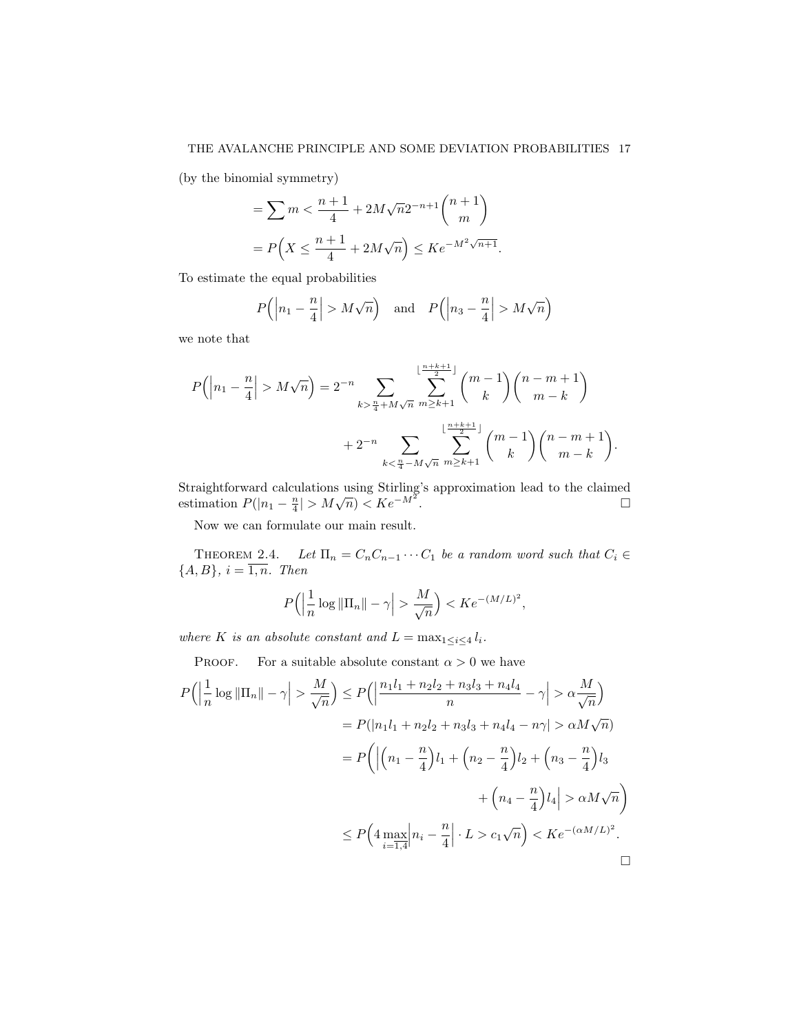(by the binomial symmetry)

$$
\begin{aligned}
&= \sum m < \frac{n+1}{4} + 2M\sqrt{n}2^{-n+1}\binom{n+1}{m} \\
&= P\Big(X \le \frac{n+1}{4} + 2M\sqrt{n}\Big) \le Ke^{-M^2\sqrt{n+1}}.
\end{aligned}
$$

To estimate the equal probabilities

$$
P\Big(\Big|n_1 - \frac{n}{4}\Big| > M\sqrt{n}\Big) \quad \text{and} \quad P\Big(\Big|n_3 - \frac{n}{4}\Big| > M\sqrt{n}\Big)
$$

we note that

$$
\begin{aligned}
P\Big(\Big|n_1 - \frac{n}{4}\Big| > M\sqrt{n}\Big) = 2^{-n} &\sum_{k > \frac{n}{4} + M\sqrt{n}} \sum_{m \ge k+1}^{\lfloor \frac{n+k+1}{2} \rfloor} \binom{m-1}{k}\binom{n-m+1}{m-k} \\
&+ 2^{-n} \sum_{k < \frac{n}{4} - M\sqrt{n}} \sum_{m \ge k+1}^{\lfloor \frac{n+k+1}{2} \rfloor} \binom{m-1}{k}\binom{n-m+1}{m-k}.
\end{aligned}
$$

Straightforward calculations using Stirling's approximation lead to the claimed estimation $P(|n_1 - \frac{n}{4}| > M\sqrt{n}) < Ke^{-M^2}$. □

Now we can formulate our main result.

THEOREM 2.4. *Let $\Pi_n = C_nC_{n-1}\cdots C_1$ be a random word such that $C_i \in \{A, B\}$, $i = \overline{1,n}$. Then*

$$
P\Big(\Big|\frac{1}{n}\log\|\Pi_n\| - \gamma\Big| > \frac{M}{\sqrt{n}}\Big) < Ke^{-(M/L)^2},
$$

*where $K$ is an absolute constant and $L = \max_{1 \le i \le 4} l_i$.*

PROOF. For a suitable absolute constant $\alpha > 0$ we have

$$
\begin{aligned}
P\Big(\Big|\frac{1}{n}\log\|\Pi_n\| - \gamma\Big| > \frac{M}{\sqrt{n}}\Big) &\le P\Big(\Big|\frac{n_1l_1 + n_2l_2 + n_3l_3 + n_4l_4}{n} - \gamma\Big| > \alpha\frac{M}{\sqrt{n}}\Big) \\
&= P(|n_1l_1 + n_2l_2 + n_3l_3 + n_4l_4 - n\gamma| > \alpha M\sqrt{n}) \\
&= P\Big(\Big|\Big(n_1 - \frac{n}{4}\Big)l_1 + \Big(n_2 - \frac{n}{4}\Big)l_2 + \Big(n_3 - \frac{n}{4}\Big)l_3 \\
&\qquad + \Big(n_4 - \frac{n}{4}\Big)l_4\Big| > \alpha M\sqrt{n}\Big) \\
&\le P\Big(4\max_{i=\overline{1,4}}\Big|n_i - \frac{n}{4}\Big| \cdot L > c_1\sqrt{n}\Big) < Ke^{-(\alpha M/L)^2}.
\end{aligned}
$$

□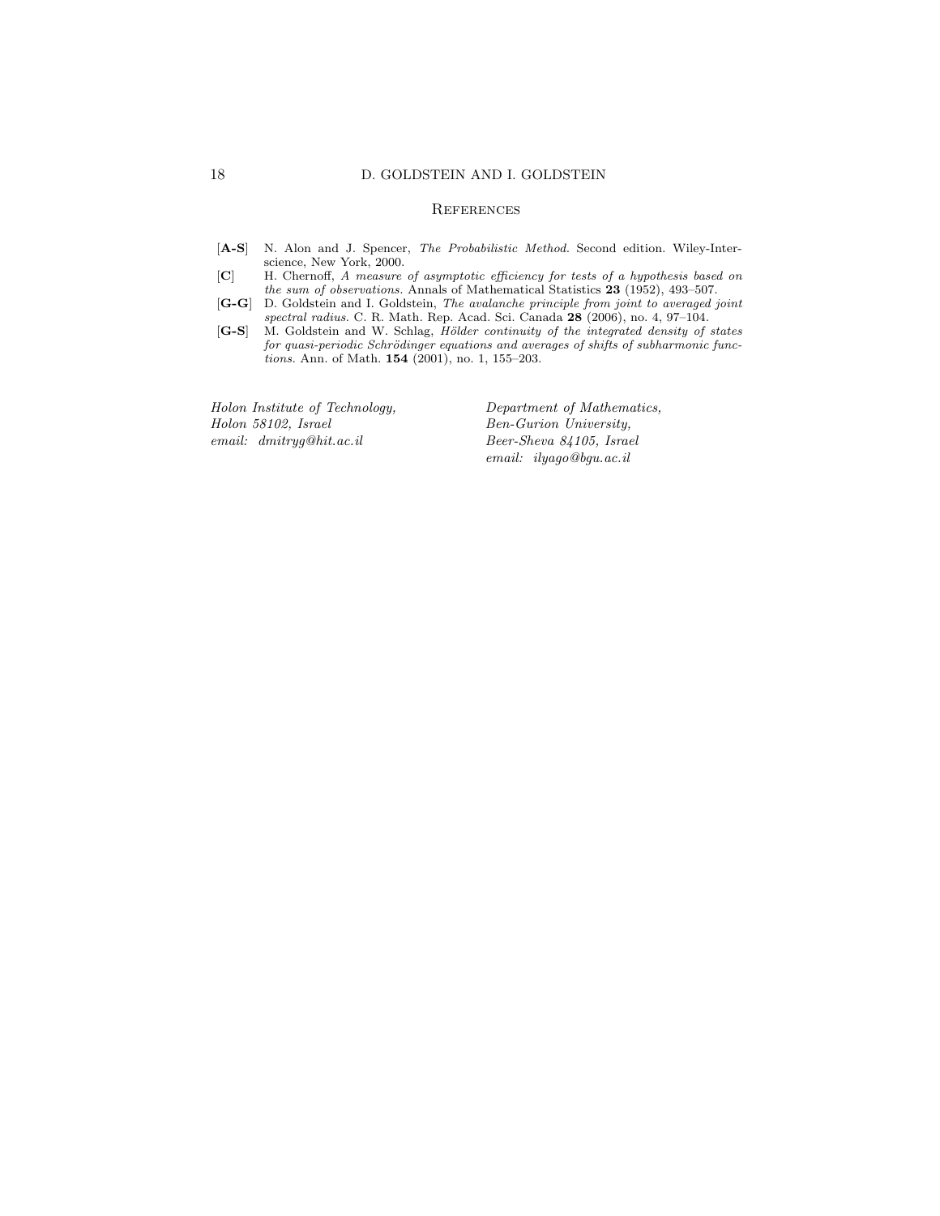## References

[**A-S**] N. Alon and J. Spencer, *The Probabilistic Method.* Second edition. Wiley-Interscience, New York, 2000.

[**C**] H. Chernoff, *A measure of asymptotic efficiency for tests of a hypothesis based on the sum of observations.* Annals of Mathematical Statistics **23** (1952), 493–507.

[**G-G**] D. Goldstein and I. Goldstein, *The avalanche principle from joint to averaged joint spectral radius.* C. R. Math. Rep. Acad. Sci. Canada **28** (2006), no. 4, 97–104.

[**G-S**] M. Goldstein and W. Schlag, *Hölder continuity of the integrated density of states for quasi-periodic Schrödinger equations and averages of shifts of subharmonic functions.* Ann. of Math. **154** (2001), no. 1, 155–203.

*Holon Institute of Technology,*
*Holon 58102, Israel*
*email: dmitryg@hit.ac.il*

*Department of Mathematics,*
*Ben-Gurion University,*
*Beer-Sheva 84105, Israel*
*email: ilyago@bgu.ac.il*